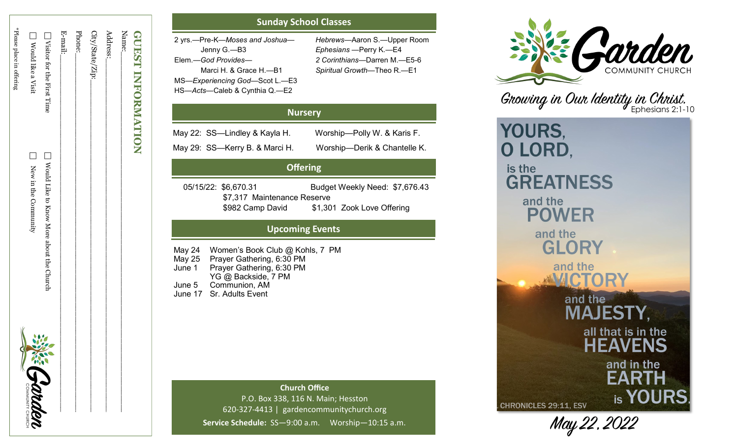## GUEST INFORMATION

Name:\_\_\_\_\_\_\_\_\_\_\_\_\_\_\_\_\_\_\_\_\_\_\_\_\_\_\_\_\_\_\_\_\_\_\_\_\_\_\_\_

Address:\_\_\_\_\_\_\_\_\_\_\_\_\_\_\_\_\_\_\_\_\_\_\_\_\_\_\_\_\_\_\_\_\_\_\_\_\_\_

City/State/Zip:\_\_\_\_\_\_\_\_\_\_\_\_\_\_\_\_\_\_\_\_\_\_\_\_\_\_\_\_\_\_\_\_\_

Phone:\_\_\_\_\_\_\_\_\_\_\_\_\_\_\_\_\_\_\_\_\_\_\_\_\_\_\_\_\_\_\_\_\_\_\_\_\_\_\_\_

E-mail:\_\_\_\_\_\_\_\_\_\_\_\_\_\_\_\_\_\_\_\_\_\_\_\_\_\_\_\_\_\_\_\_\_\_\_\_\_\_\_

☐ Visitor for the First Time ☐ Would Like to Know More about the Church

☐ Would like a Visit ☐ New in the Community

*Please place in offering

Garden COMMUNITY CHURCH

## Sunday School Classes

2 yrs.—Pre-K—*Moses and Joshua*—Jenny G.—B3

Elem.—*God Provides*—Marci H. & Grace H.—B1

MS—*Experiencing God*—Scot L.—E3

HS—*Acts*—Caleb & Cynthia Q.—E2

*Hebrews*—Aaron S.—Upper Room

*Ephesians* —Perry K.—E4

*2 Corinthians*—Darren M.—E5-6

*Spiritual Growth*—Theo R.—E1

## Nursery

May 22: SS—Lindley & Kayla H. Worship—Polly W. & Karis F.

May 29: SS—Kerry B. & Marci H. Worship—Derik & Chantelle K.

## Offering

05/15/22: $6,670.31 Budget Weekly Need: $7,676.43

$7,317 Maintenance Reserve

$982 Camp David $1,301 Zook Love Offering

## Upcoming Events

May 24 Women's Book Club @ Kohls, 7 PM

May 25 Prayer Gathering, 6:30 PM

June 1 Prayer Gathering, 6:30 PM

YG @ Backside, 7 PM

June 5 Communion, AM

June 17 Sr. Adults Event

**Church Office**

P.O. Box 338, 116 N. Main; Hesston

620-327-4413 | gardencommunitychurch.org

**Service Schedule:** SS—9:00 a.m. Worship—10:15 a.m.

# Garden COMMUNITY CHURCH

*Growing in Our Identity in Christ.* Ephesians 2:1-10

YOURS, O LORD, is the GREATNESS and the POWER and the GLORY and the VICTORY and the MAJESTY, all that is in the HEAVENS and in the EARTH is YOURS.

CHRONICLES 29:11, ESV

May 22, 2022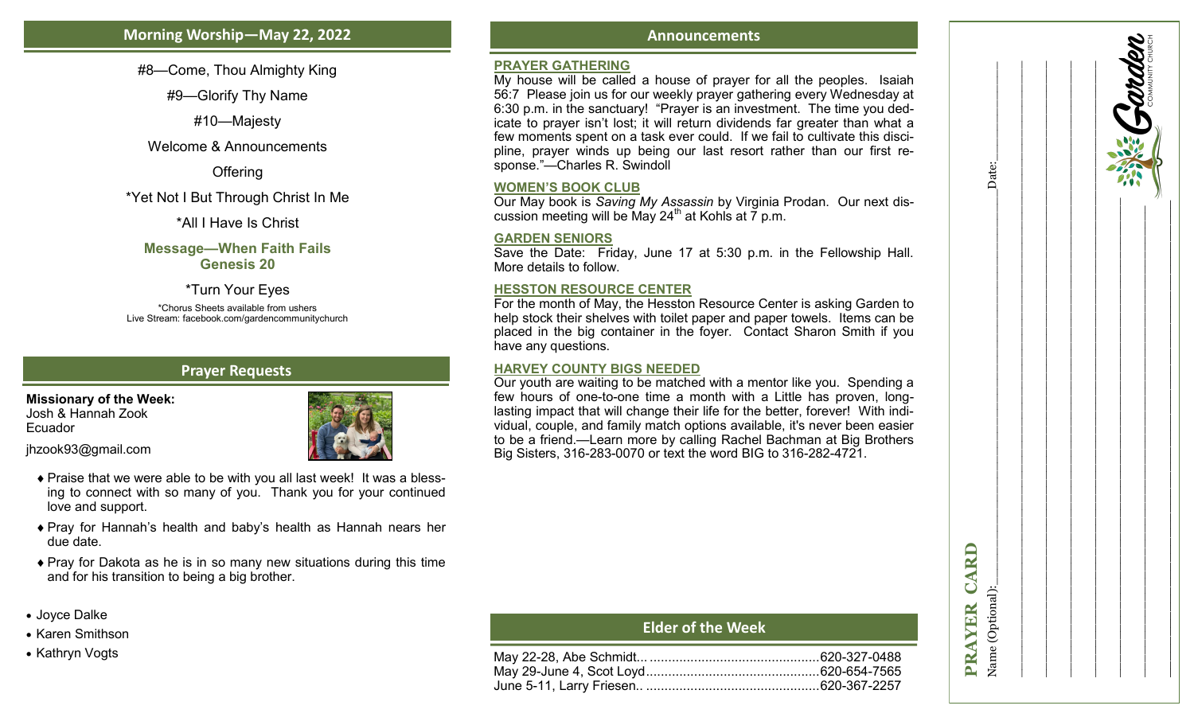## Morning Worship—May 22, 2022

#8—Come, Thou Almighty King

#9—Glorify Thy Name

#10—Majesty

Welcome & Announcements

Offering

*Yet Not I But Through Christ In Me

*All I Have Is Christ

**Message—When Faith Fails**
**Genesis 20**

*Turn Your Eyes

*Chorus Sheets available from ushers
Live Stream: facebook.com/gardencommunitychurch

## Prayer Requests

**Missionary of the Week:**
Josh & Hannah Zook
Ecuador

jhzook93@gmail.com

- Praise that we were able to be with you all last week! It was a blessing to connect with so many of you. Thank you for your continued love and support.
- Pray for Hannah's health and baby's health as Hannah nears her due date.
- Pray for Dakota as he is in so many new situations during this time and for his transition to being a big brother.

- Joyce Dalke
- Karen Smithson
- Kathryn Vogts

## Announcements

**PRAYER GATHERING**

My house will be called a house of prayer for all the peoples. Isaiah 56:7 Please join us for our weekly prayer gathering every Wednesday at 6:30 p.m. in the sanctuary! "Prayer is an investment. The time you dedicate to prayer isn't lost; it will return dividends far greater than what a few moments spent on a task ever could. If we fail to cultivate this discipline, prayer winds up being our last resort rather than our first response."—Charles R. Swindoll

**WOMEN'S BOOK CLUB**

Our May book is *Saving My Assassin* by Virginia Prodan. Our next discussion meeting will be May 24th at Kohls at 7 p.m.

**GARDEN SENIORS**

Save the Date: Friday, June 17 at 5:30 p.m. in the Fellowship Hall. More details to follow.

**HESSTON RESOURCE CENTER**

For the month of May, the Hesston Resource Center is asking Garden to help stock their shelves with toilet paper and paper towels. Items can be placed in the big container in the foyer. Contact Sharon Smith if you have any questions.

**HARVEY COUNTY BIGS NEEDED**

Our youth are waiting to be matched with a mentor like you. Spending a few hours of one-to-one time a month with a Little has proven, long-lasting impact that will change their life for the better, forever! With individual, couple, and family match options available, it's never been easier to be a friend.—Learn more by calling Rachel Bachman at Big Brothers Big Sisters, 316-283-0070 or text the word BIG to 316-282-4721.

## Elder of the Week

May 22-28, Abe Schmidt... ............................................620-327-0488
May 29-June 4, Scot Loyd..............................................620-654-7565
June 5-11, Larry Friesen.. ..............................................620-367-2257

**PRAYER CARD**

Name (Optional):_______________________ Date:_______________

Garden COMMUNITY CHURCH